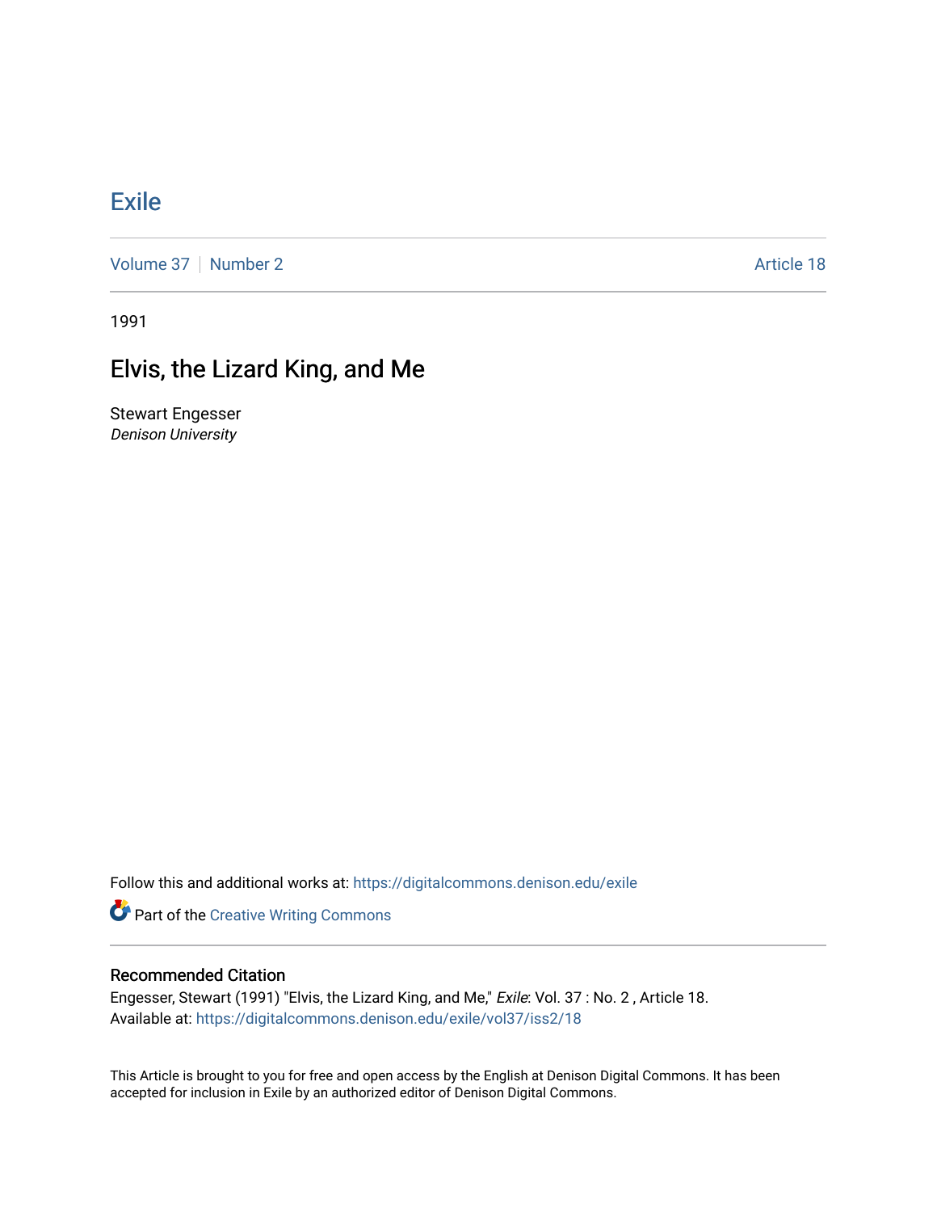# Exile

Volume 37 | Number 2 Article 18

1991

## Elvis, the Lizard King, and Me

Stewart Engesser
*Denison University*

Follow this and additional works at: https://digitalcommons.denison.edu/exile

Part of the Creative Writing Commons

### Recommended Citation

Engesser, Stewart (1991) "Elvis, the Lizard King, and Me," *Exile*: Vol. 37 : No. 2 , Article 18.
Available at: https://digitalcommons.denison.edu/exile/vol37/iss2/18

This Article is brought to you for free and open access by the English at Denison Digital Commons. It has been accepted for inclusion in Exile by an authorized editor of Denison Digital Commons.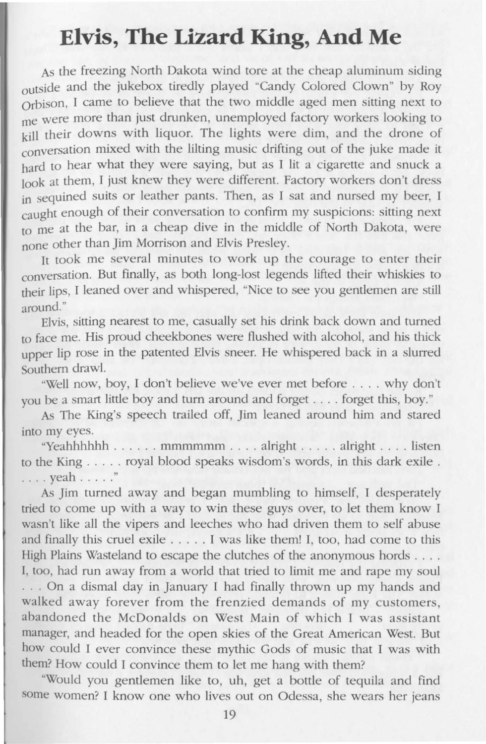# Elvis, The Lizard King, And Me

As the freezing North Dakota wind tore at the cheap aluminum siding outside and the jukebox tiredly played "Candy Colored Clown" by Roy Orbison, I came to believe that the two middle aged men sitting next to me were more than just drunken, unemployed factory workers looking to kill their downs with liquor. The lights were dim, and the drone of conversation mixed with the lilting music drifting out of the juke made it hard to hear what they were saying, but as I lit a cigarette and snuck a look at them, I just knew they were different. Factory workers don't dress in sequined suits or leather pants. Then, as I sat and nursed my beer, I caught enough of their conversation to confirm my suspicions: sitting next to me at the bar, in a cheap dive in the middle of North Dakota, were none other than Jim Morrison and Elvis Presley.

It took me several minutes to work up the courage to enter their conversation. But finally, as both long-lost legends lifted their whiskies to their lips, I leaned over and whispered, "Nice to see you gentlemen are still around."

Elvis, sitting nearest to me, casually set his drink back down and turned to face me. His proud cheekbones were flushed with alcohol, and his thick upper lip rose in the patented Elvis sneer. He whispered back in a slurred Southern drawl.

"Well now, boy, I don't believe we've ever met before . . . . why don't you be a smart little boy and turn around and forget . . . . forget this, boy."

As The King's speech trailed off, Jim leaned around him and stared into my eyes.

"Yeahhhhhh . . . . . . mmmmmm . . . . alright . . . . . alright . . . . listen to the King . . . . . royal blood speaks wisdom's words, in this dark exile . . . . . yeah . . . . ."

As Jim turned away and began mumbling to himself, I desperately tried to come up with a way to win these guys over, to let them know I wasn't like all the vipers and leeches who had driven them to self abuse and finally this cruel exile . . . . . I was like them! I, too, had come to this High Plains Wasteland to escape the clutches of the anonymous hords . . . . I, too, had run away from a world that tried to limit me and rape my soul . . . On a dismal day in January I had finally thrown up my hands and walked away forever from the frenzied demands of my customers, abandoned the McDonalds on West Main of which I was assistant manager, and headed for the open skies of the Great American West. But how could I ever convince these mythic Gods of music that I was with them? How could I convince them to let me hang with them?

"Would you gentlemen like to, uh, get a bottle of tequila and find some women? I know one who lives out on Odessa, she wears her jeans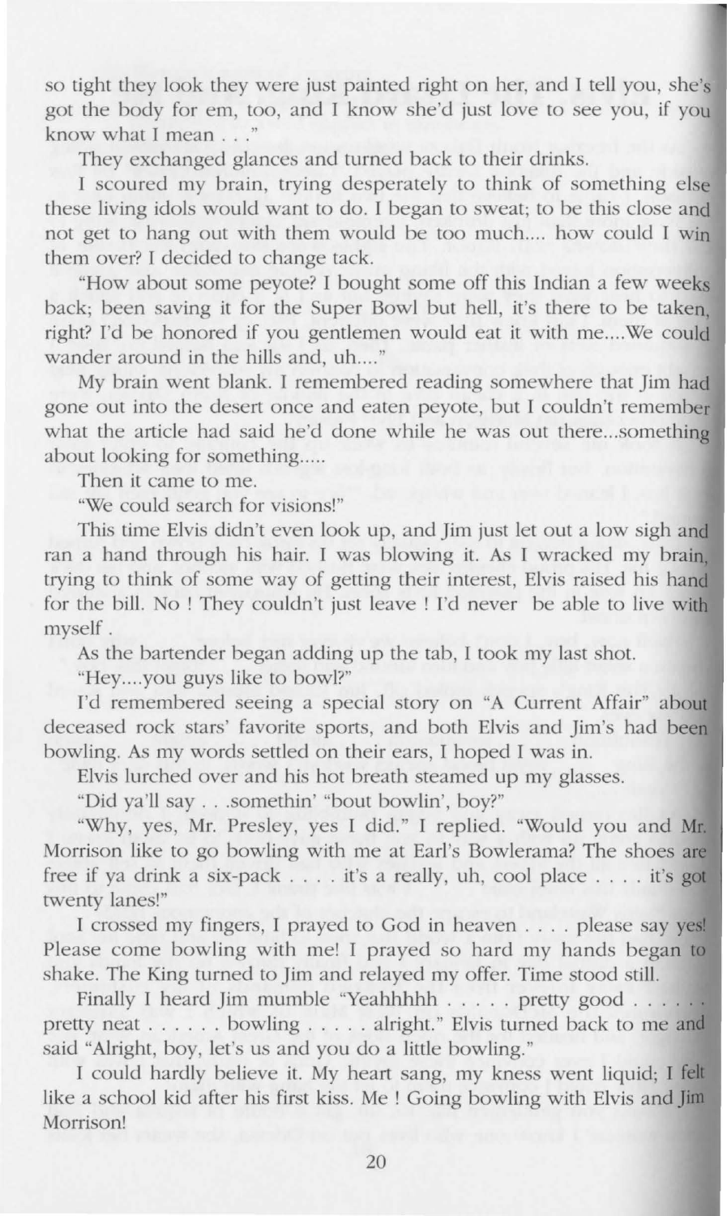so tight they look they were just painted right on her, and I tell you, she's got the body for em, too, and I know she'd just love to see you, if you know what I mean . . ."

They exchanged glances and turned back to their drinks.

I scoured my brain, trying desperately to think of something else these living idols would want to do. I began to sweat; to be this close and not get to hang out with them would be too much.... how could I win them over? I decided to change tack.

"How about some peyote? I bought some off this Indian a few weeks back; been saving it for the Super Bowl but hell, it's there to be taken, right? I'd be honored if you gentlemen would eat it with me....We could wander around in the hills and, uh...."

My brain went blank. I remembered reading somewhere that Jim had gone out into the desert once and eaten peyote, but I couldn't remember what the article had said he'd done while he was out there...something about looking for something.....

Then it came to me.

"We could search for visions!"

This time Elvis didn't even look up, and Jim just let out a low sigh and ran a hand through his hair. I was blowing it. As I wracked my brain, trying to think of some way of getting their interest, Elvis raised his hand for the bill. No ! They couldn't just leave ! I'd never be able to live with myself .

As the bartender began adding up the tab, I took my last shot.

"Hey....you guys like to bowl?"

I'd remembered seeing a special story on "A Current Affair" about deceased rock stars' favorite sports, and both Elvis and Jim's had been bowling. As my words settled on their ears, I hoped I was in.

Elvis lurched over and his hot breath steamed up my glasses.

"Did ya'll say . . .somethin' "bout bowlin', boy?"

"Why, yes, Mr. Presley, yes I did." I replied. "Would you and Mr. Morrison like to go bowling with me at Earl's Bowlerama? The shoes are free if ya drink a six-pack . . . . it's a really, uh, cool place . . . . it's got twenty lanes!"

I crossed my fingers, I prayed to God in heaven . . . . please say yes! Please come bowling with me! I prayed so hard my hands began to shake. The King turned to Jim and relayed my offer. Time stood still.

Finally I heard Jim mumble "Yeahhhhh . . . . . pretty good . . . . . . pretty neat . . . . . . bowling . . . . . alright." Elvis turned back to me and said "Alright, boy, let's us and you do a little bowling."

I could hardly believe it. My heart sang, my kness went liquid; I felt like a school kid after his first kiss. Me ! Going bowling with Elvis and Jim Morrison!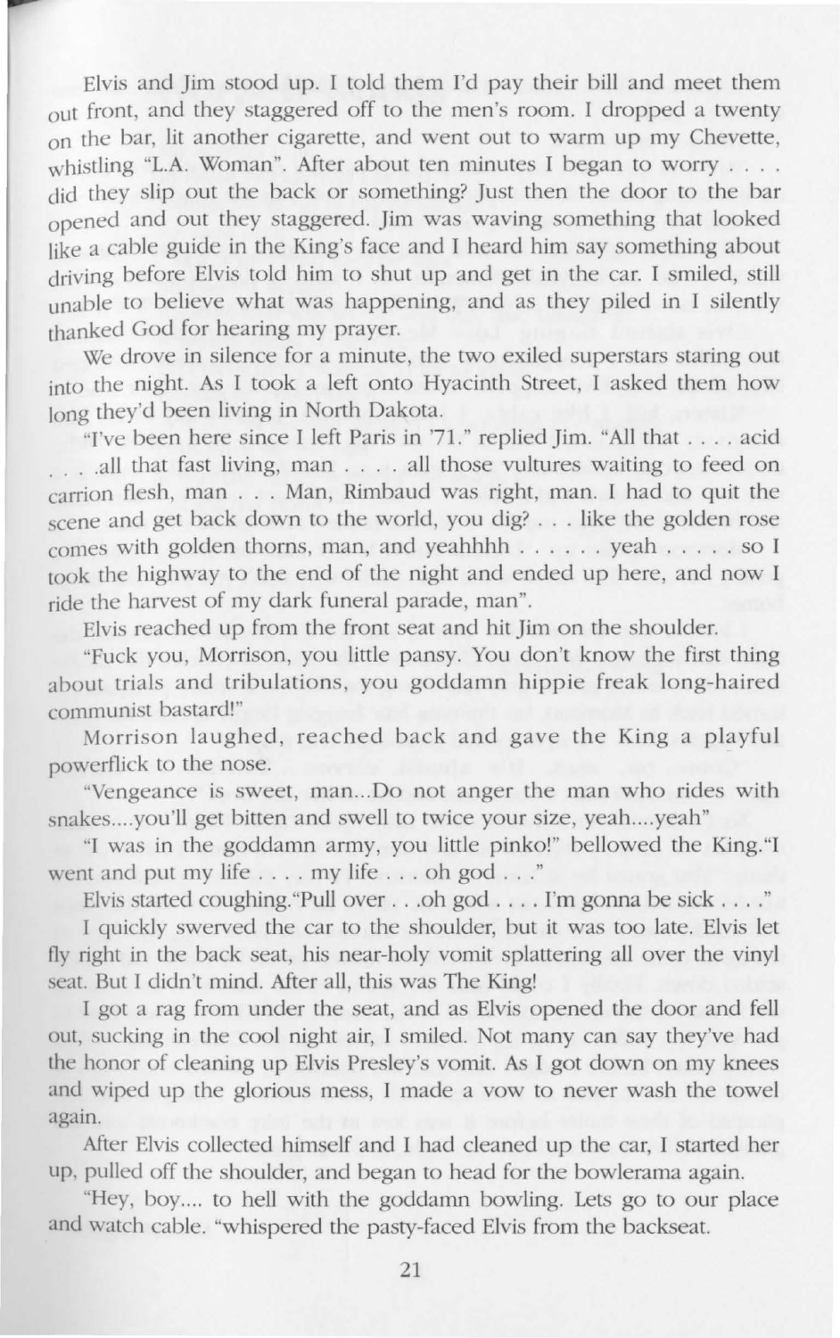Elvis and Jim stood up. I told them I'd pay their bill and meet them out front, and they staggered off to the men's room. I dropped a twenty on the bar, lit another cigarette, and went out to warm up my Chevette, whistling "L.A. Woman". After about ten minutes I began to worry . . . . did they slip out the back or something? Just then the door to the bar opened and out they staggered. Jim was waving something that looked like a cable guide in the King's face and I heard him say something about driving before Elvis told him to shut up and get in the car. I smiled, still unable to believe what was happening, and as they piled in I silently thanked God for hearing my prayer.

We drove in silence for a minute, the two exiled superstars staring out into the night. As I took a left onto Hyacinth Street, I asked them how long they'd been living in North Dakota.

"I've been here since I left Paris in '71." replied Jim. "All that . . . . acid . . . .all that fast living, man . . . . all those vultures waiting to feed on carrion flesh, man . . . Man, Rimbaud was right, man. I had to quit the scene and get back down to the world, you dig? . . . like the golden rose comes with golden thorns, man, and yeahhhh . . . . . . yeah . . . . . so I took the highway to the end of the night and ended up here, and now I ride the harvest of my dark funeral parade, man".

Elvis reached up from the front seat and hit Jim on the shoulder.

"Fuck you, Morrison, you little pansy. You don't know the first thing about trials and tribulations, you goddamn hippie freak long-haired communist bastard!"

Morrison laughed, reached back and gave the King a playful powerflick to the nose.

"Vengeance is sweet, man...Do not anger the man who rides with snakes....you'll get bitten and swell to twice your size, yeah....yeah"

"I was in the goddamn army, you little pinko!" bellowed the King."I went and put my life . . . . my life . . . oh god . . ."

Elvis started coughing."Pull over . . .oh god . . . . I'm gonna be sick . . . ."

I quickly swerved the car to the shoulder, but it was too late. Elvis let fly right in the back seat, his near-holy vomit splattering all over the vinyl seat. But I didn't mind. After all, this was The King!

I got a rag from under the seat, and as Elvis opened the door and fell out, sucking in the cool night air, I smiled. Not many can say they've had the honor of cleaning up Elvis Presley's vomit. As I got down on my knees and wiped up the glorious mess, I made a vow to never wash the towel again.

After Elvis collected himself and I had cleaned up the car, I started her up, pulled off the shoulder, and began to head for the bowlerama again.

"Hey, boy.... to hell with the goddamn bowling. Lets go to our place and watch cable. "whispered the pasty-faced Elvis from the backseat.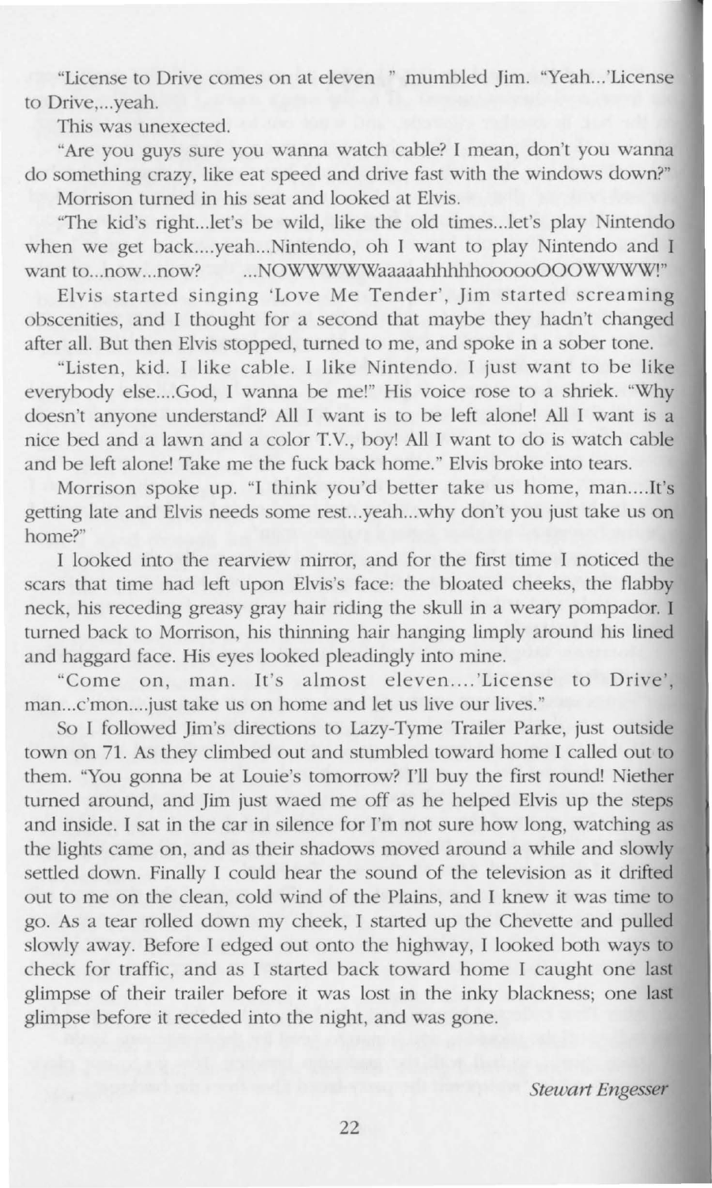"License to Drive comes on at eleven " mumbled Jim. "Yeah...'License to Drive,...yeah.

This was unexected.

"Are you guys sure you wanna watch cable? I mean, don't you wanna do something crazy, like eat speed and drive fast with the windows down?"

Morrison turned in his seat and looked at Elvis.

"The kid's right...let's be wild, like the old times...let's play Nintendo when we get back....yeah...Nintendo, oh I want to play Nintendo and I want to...now...now? ...NOWWWWWaaaaahhhhhoooooOOOWWWW!"

Elvis started singing 'Love Me Tender', Jim started screaming obscenities, and I thought for a second that maybe they hadn't changed after all. But then Elvis stopped, turned to me, and spoke in a sober tone.

"Listen, kid. I like cable. I like Nintendo. I just want to be like everybody else....God, I wanna be me!" His voice rose to a shriek. "Why doesn't anyone understand? All I want is to be left alone! All I want is a nice bed and a lawn and a color T.V., boy! All I want to do is watch cable and be left alone! Take me the fuck back home." Elvis broke into tears.

Morrison spoke up. "I think you'd better take us home, man....It's getting late and Elvis needs some rest...yeah...why don't you just take us on home?"

I looked into the rearview mirror, and for the first time I noticed the scars that time had left upon Elvis's face: the bloated cheeks, the flabby neck, his receding greasy gray hair riding the skull in a weary pompador. I turned back to Morrison, his thinning hair hanging limply around his lined and haggard face. His eyes looked pleadingly into mine.

"Come on, man. It's almost eleven....'License to Drive', man...c'mon....just take us on home and let us live our lives."

So I followed Jim's directions to Lazy-Tyme Trailer Parke, just outside town on 71. As they climbed out and stumbled toward home I called out to them. "You gonna be at Louie's tomorrow? I'll buy the first round! Niether turned around, and Jim just waed me off as he helped Elvis up the steps and inside. I sat in the car in silence for I'm not sure how long, watching as the lights came on, and as their shadows moved around a while and slowly settled down. Finally I could hear the sound of the television as it drifted out to me on the clean, cold wind of the Plains, and I knew it was time to go. As a tear rolled down my cheek, I started up the Chevette and pulled slowly away. Before I edged out onto the highway, I looked both ways to check for traffic, and as I started back toward home I caught one last glimpse of their trailer before it was lost in the inky blackness; one last glimpse before it receded into the night, and was gone.

*Stewart Engesser*